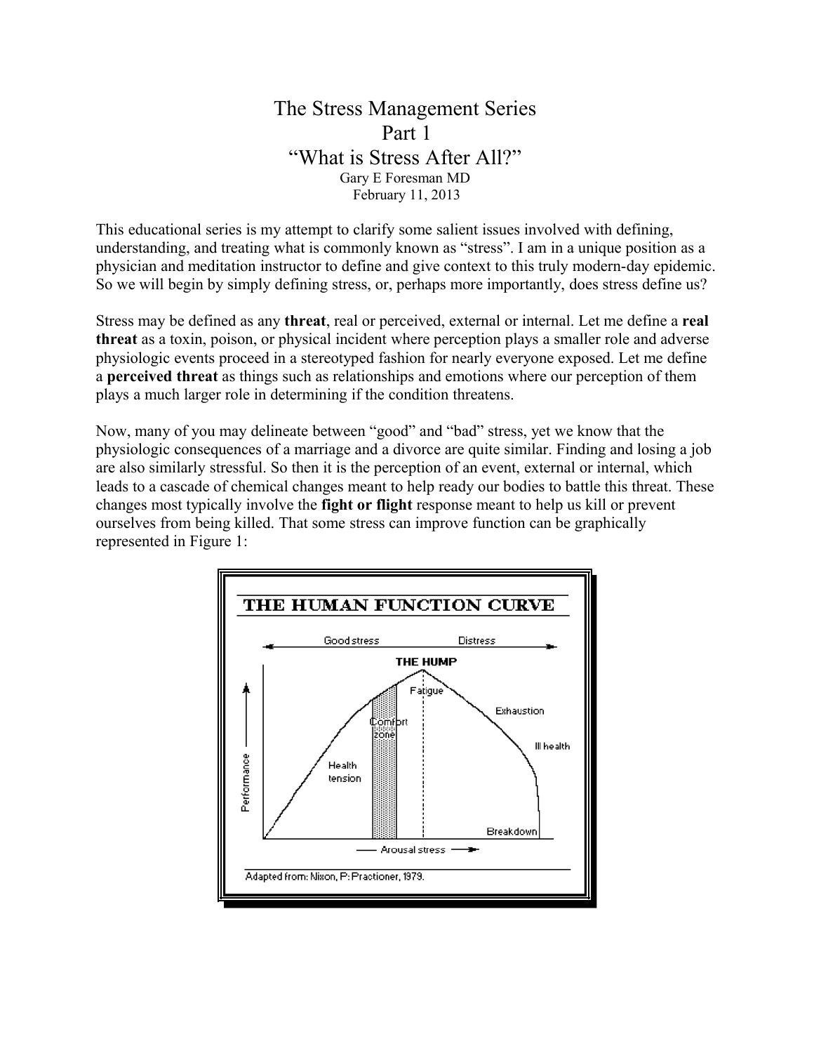# The Stress Management Series
## Part 1
## "What is Stress After All?"

Gary E Foresman MD
February 11, 2013

This educational series is my attempt to clarify some salient issues involved with defining, understanding, and treating what is commonly known as "stress". I am in a unique position as a physician and meditation instructor to define and give context to this truly modern-day epidemic. So we will begin by simply defining stress, or, perhaps more importantly, does stress define us?

Stress may be defined as any **threat**, real or perceived, external or internal. Let me define a **real threat** as a toxin, poison, or physical incident where perception plays a smaller role and adverse physiologic events proceed in a stereotyped fashion for nearly everyone exposed. Let me define a **perceived threat** as things such as relationships and emotions where our perception of them plays a much larger role in determining if the condition threatens.

Now, many of you may delineate between "good" and "bad" stress, yet we know that the physiologic consequences of a marriage and a divorce are quite similar. Finding and losing a job are also similarly stressful. So then it is the perception of an event, external or internal, which leads to a cascade of chemical changes meant to help ready our bodies to battle this threat. These changes most typically involve the **fight or flight** response meant to help us kill or prevent ourselves from being killed. That some stress can improve function can be graphically represented in Figure 1:

**THE HUMAN FUNCTION CURVE**

Good stress — Distress

THE HUMP

Performance; Health tension; Comfort zone; Fatigue; Exhaustion; Ill health; Breakdown

Arousal stress

Adapted from: Nixon, P: Practioner, 1979.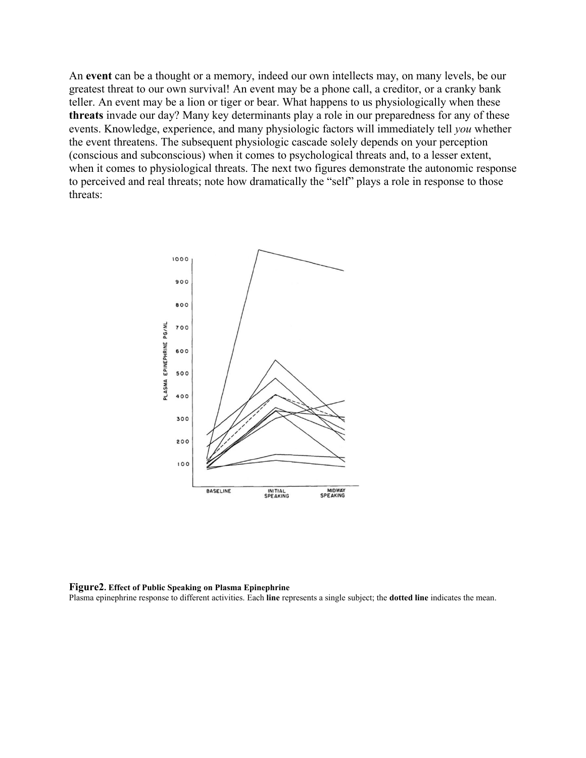An **event** can be a thought or a memory, indeed our own intellects may, on many levels, be our greatest threat to our own survival! An event may be a phone call, a creditor, or a cranky bank teller. An event may be a lion or tiger or bear. What happens to us physiologically when these **threats** invade our day? Many key determinants play a role in our preparedness for any of these events. Knowledge, experience, and many physiologic factors will immediately tell *you* whether the event threatens. The subsequent physiologic cascade solely depends on your perception (conscious and subconscious) when it comes to psychological threats and, to a lesser extent, when it comes to physiological threats. The next two figures demonstrate the autonomic response to perceived and real threats; note how dramatically the "self" plays a role in response to those threats:

**Figure2. Effect of Public Speaking on Plasma Epinephrine**

Plasma epinephrine response to different activities. Each **line** represents a single subject; the **dotted line** indicates the mean.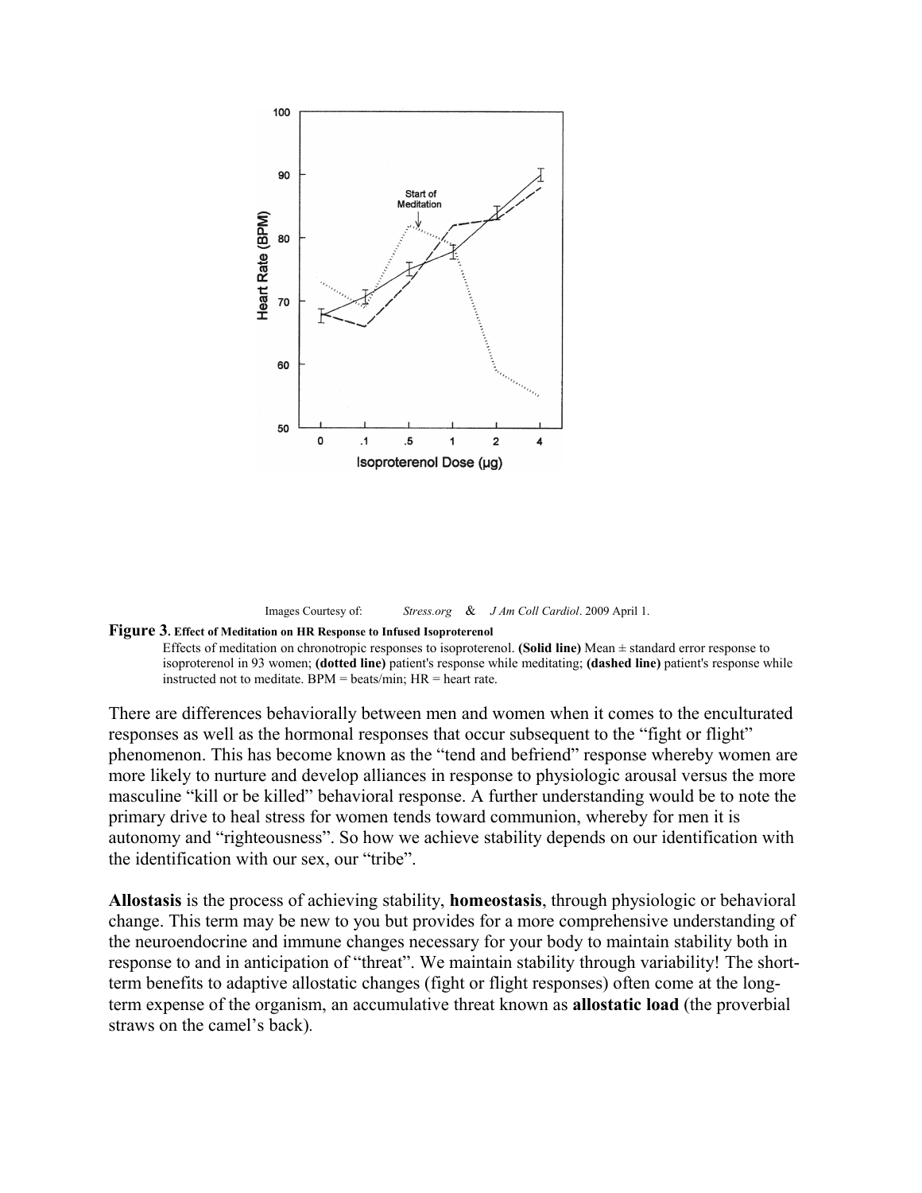Images Courtesy of: *Stress.org* & *J Am Coll Cardiol*. 2009 April 1.

**Figure 3. Effect of Meditation on HR Response to Infused Isoproterenol**

Effects of meditation on chronotropic responses to isoproterenol. **(Solid line)** Mean ± standard error response to isoproterenol in 93 women; **(dotted line)** patient's response while meditating; **(dashed line)** patient's response while instructed not to meditate. BPM = beats/min; HR = heart rate.

There are differences behaviorally between men and women when it comes to the enculturated responses as well as the hormonal responses that occur subsequent to the "fight or flight" phenomenon. This has become known as the "tend and befriend" response whereby women are more likely to nurture and develop alliances in response to physiologic arousal versus the more masculine "kill or be killed" behavioral response. A further understanding would be to note the primary drive to heal stress for women tends toward communion, whereby for men it is autonomy and "righteousness". So how we achieve stability depends on our identification with the identification with our sex, our "tribe".

**Allostasis** is the process of achieving stability, **homeostasis**, through physiologic or behavioral change. This term may be new to you but provides for a more comprehensive understanding of the neuroendocrine and immune changes necessary for your body to maintain stability both in response to and in anticipation of "threat". We maintain stability through variability! The short-term benefits to adaptive allostatic changes (fight or flight responses) often come at the long-term expense of the organism, an accumulative threat known as **allostatic load** (the proverbial straws on the camel's back).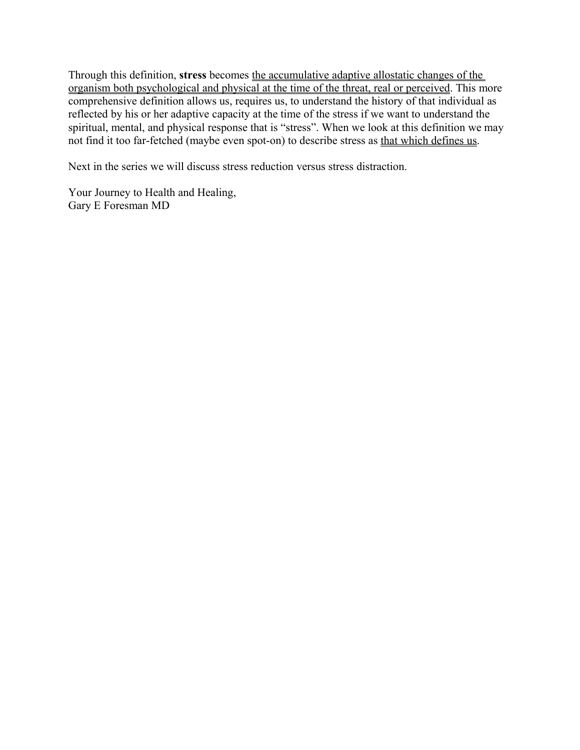Through this definition, **stress** becomes <u>the accumulative adaptive allostatic changes of the organism both psychological and physical at the time of the threat, real or perceived</u>. This more comprehensive definition allows us, requires us, to understand the history of that individual as reflected by his or her adaptive capacity at the time of the stress if we want to understand the spiritual, mental, and physical response that is "stress". When we look at this definition we may not find it too far-fetched (maybe even spot-on) to describe stress as <u>that which defines us</u>.

Next in the series we will discuss stress reduction versus stress distraction.

Your Journey to Health and Healing,
Gary E Foresman MD